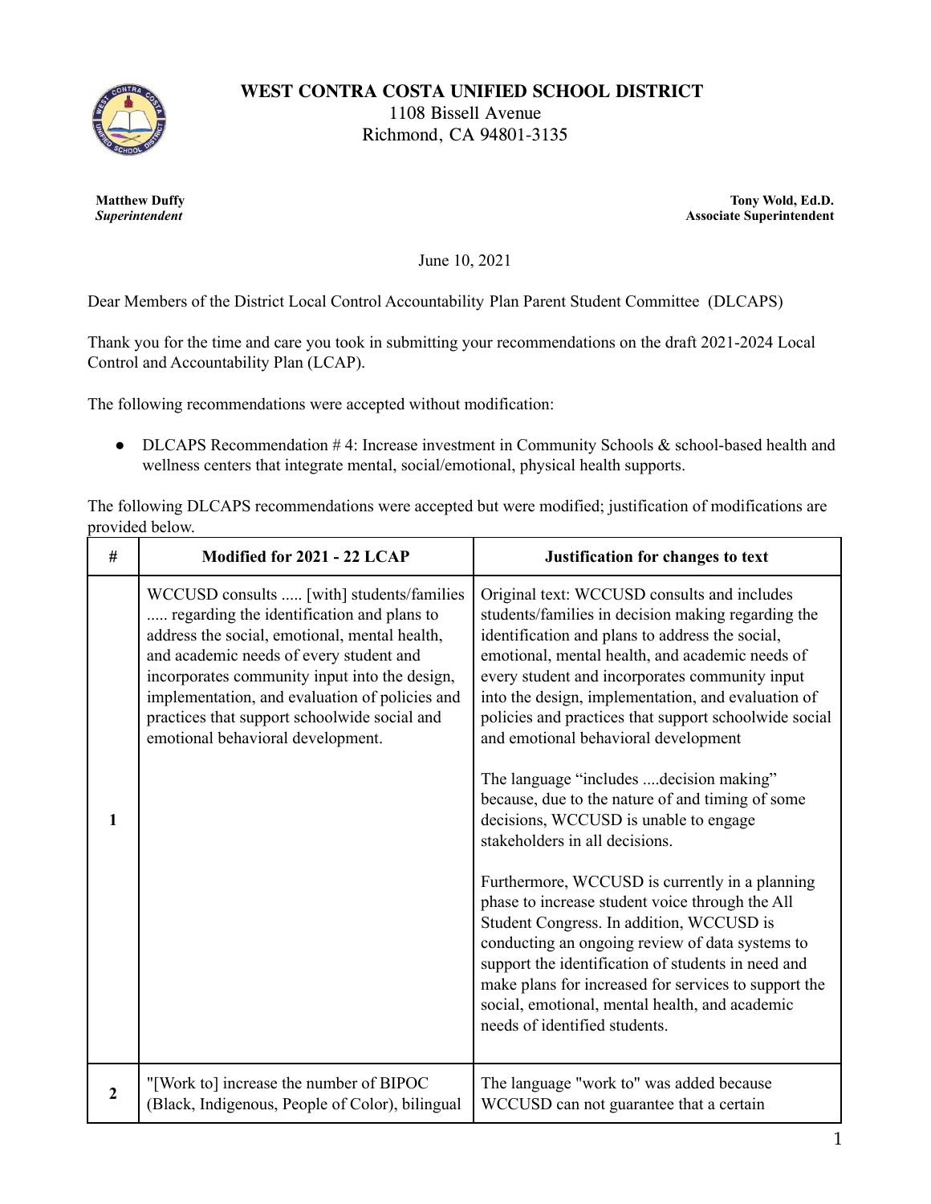**WEST CONTRA COSTA UNIFIED SCHOOL DISTRICT**
1108 Bissell Avenue
Richmond, CA 94801-3135

**Matthew Duffy**
***Superintendent***

**Tony Wold, Ed.D.**
**Associate Superintendent**

June 10, 2021

Dear Members of the District Local Control Accountability Plan Parent Student Committee (DLCAPS)

Thank you for the time and care you took in submitting your recommendations on the draft 2021-2024 Local Control and Accountability Plan (LCAP).

The following recommendations were accepted without modification:

- DLCAPS Recommendation # 4: Increase investment in Community Schools & school-based health and wellness centers that integrate mental, social/emotional, physical health supports.

The following DLCAPS recommendations were accepted but were modified; justification of modifications are provided below.

| # | Modified for 2021 - 22 LCAP | Justification for changes to text |
|---|---|---|
| 1 | WCCUSD consults ..... [with] students/families ..... regarding the identification and plans to address the social, emotional, mental health, and academic needs of every student and incorporates community input into the design, implementation, and evaluation of policies and practices that support schoolwide social and emotional behavioral development. | Original text: WCCUSD consults and includes students/families in decision making regarding the identification and plans to address the social, emotional, mental health, and academic needs of every student and incorporates community input into the design, implementation, and evaluation of policies and practices that support schoolwide social and emotional behavioral development<br><br>The language "includes ....decision making" because, due to the nature of and timing of some decisions, WCCUSD is unable to engage stakeholders in all decisions.<br><br>Furthermore, WCCUSD is currently in a planning phase to increase student voice through the All Student Congress. In addition, WCCUSD is conducting an ongoing review of data systems to support the identification of students in need and make plans for increased for services to support the social, emotional, mental health, and academic needs of identified students. |
| 2 | "[Work to] increase the number of BIPOC (Black, Indigenous, People of Color), bilingual | The language "work to" was added because WCCUSD can not guarantee that a certain |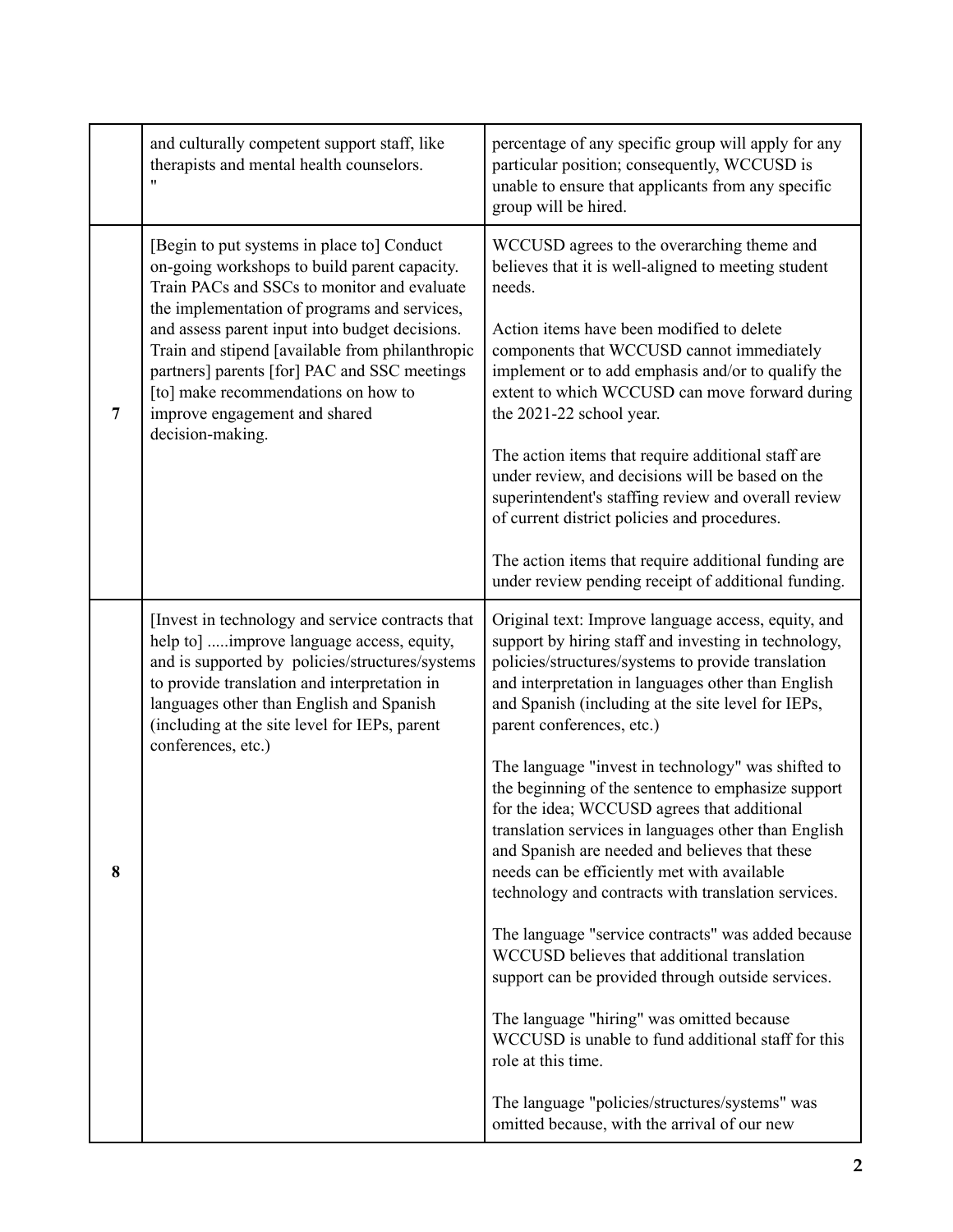| | | |
|---|---|---|
| | and culturally competent support staff, like therapists and mental health counselors.<br>" | percentage of any specific group will apply for any particular position; consequently, WCCUSD is unable to ensure that applicants from any specific group will be hired. |
| **7** | [Begin to put systems in place to] Conduct on-going workshops to build parent capacity. Train PACs and SSCs to monitor and evaluate the implementation of programs and services, and assess parent input into budget decisions. Train and stipend [available from philanthropic partners] parents [for] PAC and SSC meetings [to] make recommendations on how to improve engagement and shared decision-making. | WCCUSD agrees to the overarching theme and believes that it is well-aligned to meeting student needs.<br><br>Action items have been modified to delete components that WCCUSD cannot immediately implement or to add emphasis and/or to qualify the extent to which WCCUSD can move forward during the 2021-22 school year.<br><br>The action items that require additional staff are under review, and decisions will be based on the superintendent's staffing review and overall review of current district policies and procedures.<br><br>The action items that require additional funding are under review pending receipt of additional funding. |
| **8** | [Invest in technology and service contracts that help to] .....improve language access, equity, and is supported by policies/structures/systems to provide translation and interpretation in languages other than English and Spanish (including at the site level for IEPs, parent conferences, etc.) | Original text: Improve language access, equity, and support by hiring staff and investing in technology, policies/structures/systems to provide translation and interpretation in languages other than English and Spanish (including at the site level for IEPs, parent conferences, etc.)<br><br>The language "invest in technology" was shifted to the beginning of the sentence to emphasize support for the idea; WCCUSD agrees that additional translation services in languages other than English and Spanish are needed and believes that these needs can be efficiently met with available technology and contracts with translation services.<br><br>The language "service contracts" was added because WCCUSD believes that additional translation support can be provided through outside services.<br><br>The language "hiring" was omitted because WCCUSD is unable to fund additional staff for this role at this time.<br><br>The language "policies/structures/systems" was omitted because, with the arrival of our new |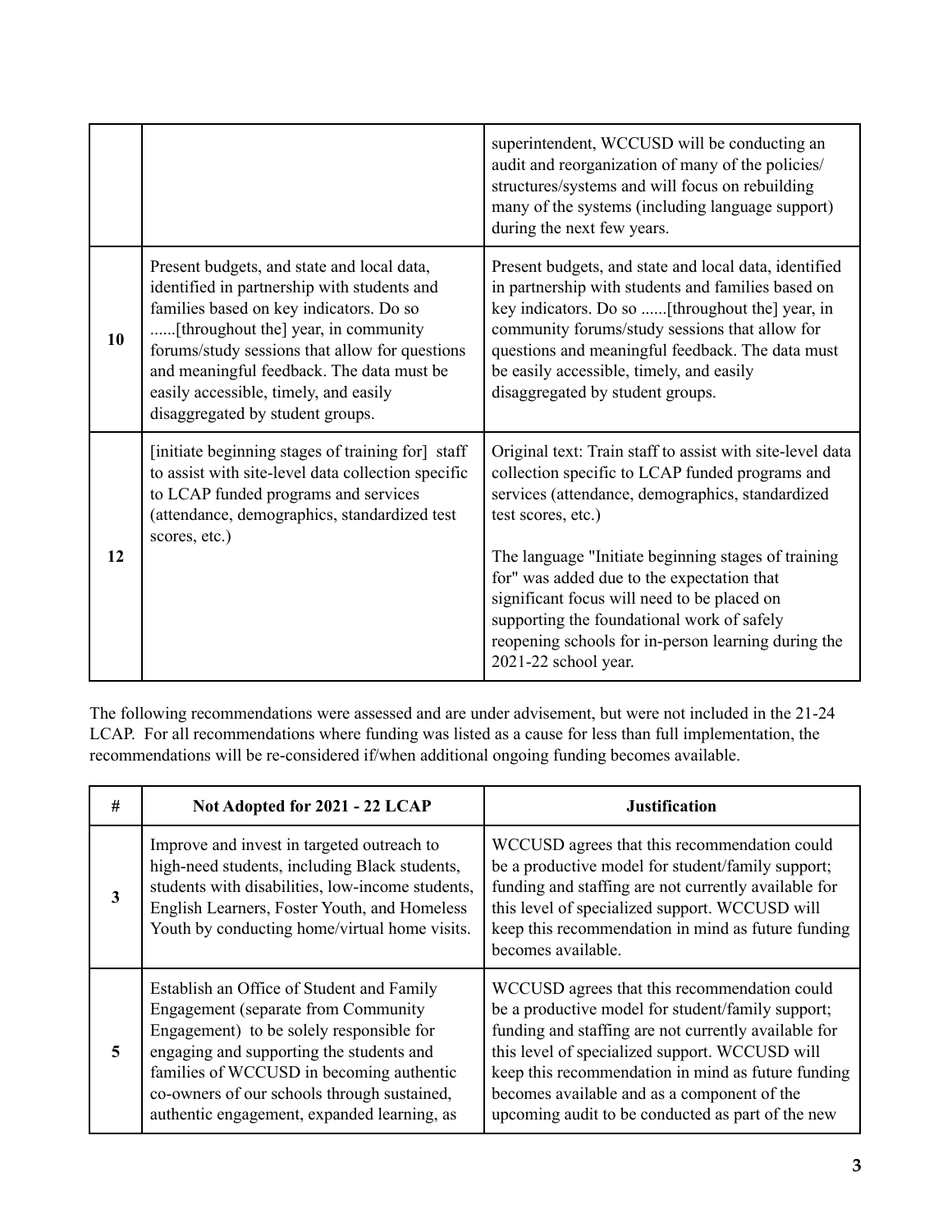| | | |
|---|---|---|
| | | superintendent, WCCUSD will be conducting an audit and reorganization of many of the policies/ structures/systems and will focus on rebuilding many of the systems (including language support) during the next few years. |
| **10** | Present budgets, and state and local data, identified in partnership with students and families based on key indicators. Do so ......[throughout the] year, in community forums/study sessions that allow for questions and meaningful feedback. The data must be easily accessible, timely, and easily disaggregated by student groups. | Present budgets, and state and local data, identified in partnership with students and families based on key indicators. Do so ......[throughout the] year, in community forums/study sessions that allow for questions and meaningful feedback. The data must be easily accessible, timely, and easily disaggregated by student groups. |
| **12** | [initiate beginning stages of training for] staff to assist with site-level data collection specific to LCAP funded programs and services (attendance, demographics, standardized test scores, etc.) | Original text: Train staff to assist with site-level data collection specific to LCAP funded programs and services (attendance, demographics, standardized test scores, etc.)<br><br>The language "Initiate beginning stages of training for" was added due to the expectation that significant focus will need to be placed on supporting the foundational work of safely reopening schools for in-person learning during the 2021-22 school year. |

The following recommendations were assessed and are under advisement, but were not included in the 21-24 LCAP. For all recommendations where funding was listed as a cause for less than full implementation, the recommendations will be re-considered if/when additional ongoing funding becomes available.

| # | Not Adopted for 2021 - 22 LCAP | Justification |
|---|---|---|
| **3** | Improve and invest in targeted outreach to high-need students, including Black students, students with disabilities, low-income students, English Learners, Foster Youth, and Homeless Youth by conducting home/virtual home visits. | WCCUSD agrees that this recommendation could be a productive model for student/family support; funding and staffing are not currently available for this level of specialized support. WCCUSD will keep this recommendation in mind as future funding becomes available. |
| **5** | Establish an Office of Student and Family Engagement (separate from Community Engagement) to be solely responsible for engaging and supporting the students and families of WCCUSD in becoming authentic co-owners of our schools through sustained, authentic engagement, expanded learning, as | WCCUSD agrees that this recommendation could be a productive model for student/family support; funding and staffing are not currently available for this level of specialized support. WCCUSD will keep this recommendation in mind as future funding becomes available and as a component of the upcoming audit to be conducted as part of the new |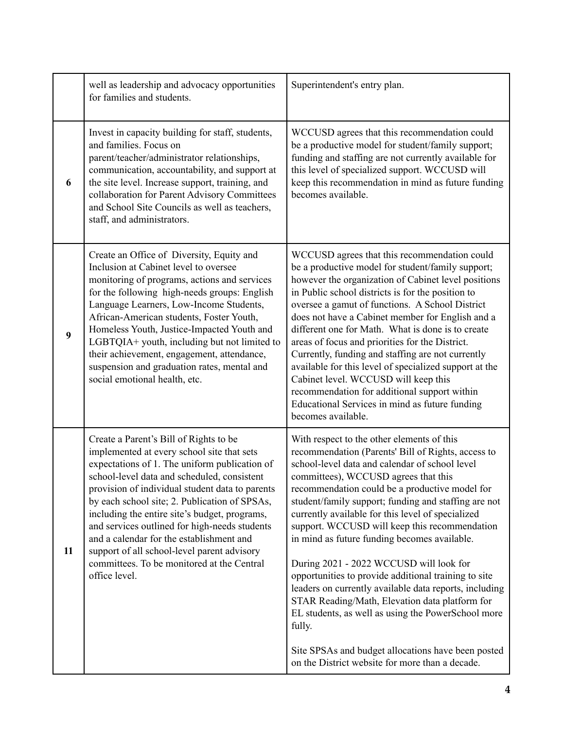| | | |
|---|---|---|
| | well as leadership and advocacy opportunities for families and students. | Superintendent's entry plan. |
| **6** | Invest in capacity building for staff, students, and families. Focus on parent/teacher/administrator relationships, communication, accountability, and support at the site level. Increase support, training, and collaboration for Parent Advisory Committees and School Site Councils as well as teachers, staff, and administrators. | WCCUSD agrees that this recommendation could be a productive model for student/family support; funding and staffing are not currently available for this level of specialized support. WCCUSD will keep this recommendation in mind as future funding becomes available. |
| **9** | Create an Office of Diversity, Equity and Inclusion at Cabinet level to oversee monitoring of programs, actions and services for the following high-needs groups: English Language Learners, Low-Income Students, African-American students, Foster Youth, Homeless Youth, Justice-Impacted Youth and LGBTQIA+ youth, including but not limited to their achievement, engagement, attendance, suspension and graduation rates, mental and social emotional health, etc. | WCCUSD agrees that this recommendation could be a productive model for student/family support; however the organization of Cabinet level positions in Public school districts is for the position to oversee a gamut of functions. A School District does not have a Cabinet member for English and a different one for Math. What is done is to create areas of focus and priorities for the District. Currently, funding and staffing are not currently available for this level of specialized support at the Cabinet level. WCCUSD will keep this recommendation for additional support within Educational Services in mind as future funding becomes available. |
| **11** | Create a Parent's Bill of Rights to be implemented at every school site that sets expectations of 1. The uniform publication of school-level data and scheduled, consistent provision of individual student data to parents by each school site; 2. Publication of SPSAs, including the entire site's budget, programs, and services outlined for high-needs students and a calendar for the establishment and support of all school-level parent advisory committees. To be monitored at the Central office level. | With respect to the other elements of this recommendation (Parents' Bill of Rights, access to school-level data and calendar of school level committees), WCCUSD agrees that this recommendation could be a productive model for student/family support; funding and staffing are not currently available for this level of specialized support. WCCUSD will keep this recommendation in mind as future funding becomes available.<br><br>During 2021 - 2022 WCCUSD will look for opportunities to provide additional training to site leaders on currently available data reports, including STAR Reading/Math, Elevation data platform for EL students, as well as using the PowerSchool more fully.<br><br>Site SPSAs and budget allocations have been posted on the District website for more than a decade. |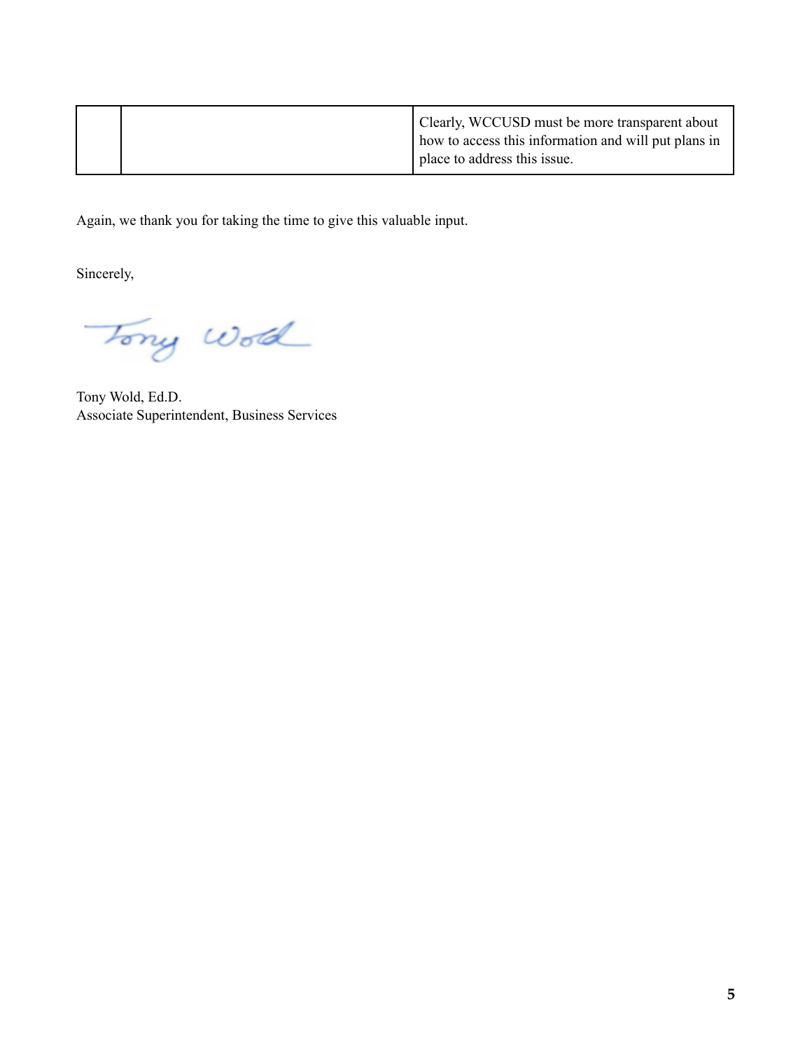| | | |
|---|---|---|
| | | Clearly, WCCUSD must be more transparent about how to access this information and will put plans in place to address this issue. |

Again, we thank you for taking the time to give this valuable input.

Sincerely,

Tony Wold

Tony Wold, Ed.D.
Associate Superintendent, Business Services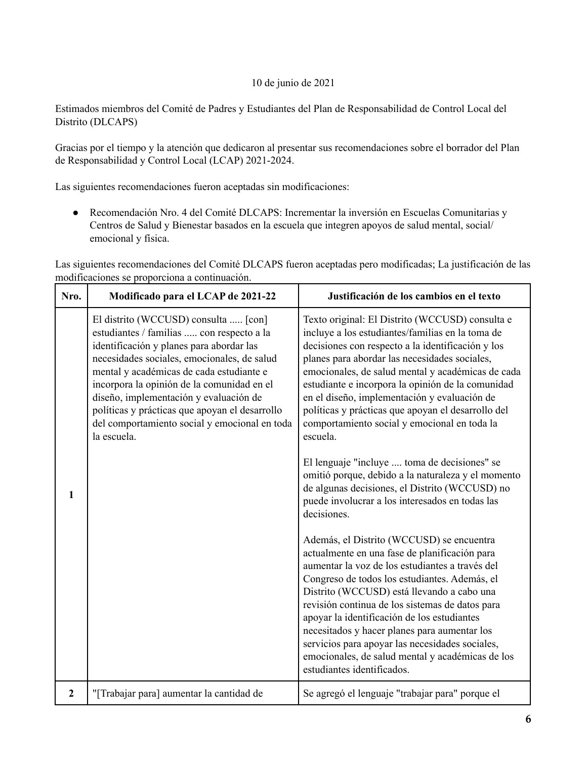10 de junio de 2021

Estimados miembros del Comité de Padres y Estudiantes del Plan de Responsabilidad de Control Local del Distrito (DLCAPS)

Gracias por el tiempo y la atención que dedicaron al presentar sus recomendaciones sobre el borrador del Plan de Responsabilidad y Control Local (LCAP) 2021-2024.

Las siguientes recomendaciones fueron aceptadas sin modificaciones:

- Recomendación Nro. 4 del Comité DLCAPS: Incrementar la inversión en Escuelas Comunitarias y Centros de Salud y Bienestar basados en la escuela que integren apoyos de salud mental, social/ emocional y física.

Las siguientes recomendaciones del Comité DLCAPS fueron aceptadas pero modificadas; La justificación de las modificaciones se proporciona a continuación.

| Nro. | Modificado para el LCAP de 2021-22 | Justificación de los cambios en el texto |
|---|---|---|
| 1 | El distrito (WCCUSD) consulta ..... [con] estudiantes / familias ..... con respecto a la identificación y planes para abordar las necesidades sociales, emocionales, de salud mental y académicas de cada estudiante e incorpora la opinión de la comunidad en el diseño, implementación y evaluación de políticas y prácticas que apoyan el desarrollo del comportamiento social y emocional en toda la escuela. | Texto original: El Distrito (WCCUSD) consulta e incluye a los estudiantes/familias en la toma de decisiones con respecto a la identificación y los planes para abordar las necesidades sociales, emocionales, de salud mental y académicas de cada estudiante e incorpora la opinión de la comunidad en el diseño, implementación y evaluación de políticas y prácticas que apoyan el desarrollo del comportamiento social y emocional en toda la escuela.<br><br>El lenguaje "incluye .... toma de decisiones" se omitió porque, debido a la naturaleza y el momento de algunas decisiones, el Distrito (WCCUSD) no puede involucrar a los interesados en todas las decisiones.<br><br>Además, el Distrito (WCCUSD) se encuentra actualmente en una fase de planificación para aumentar la voz de los estudiantes a través del Congreso de todos los estudiantes. Además, el Distrito (WCCUSD) está llevando a cabo una revisión continua de los sistemas de datos para apoyar la identificación de los estudiantes necesitados y hacer planes para aumentar los servicios para apoyar las necesidades sociales, emocionales, de salud mental y académicas de los estudiantes identificados. |
| 2 | "[Trabajar para] aumentar la cantidad de | Se agregó el lenguaje "trabajar para" porque el |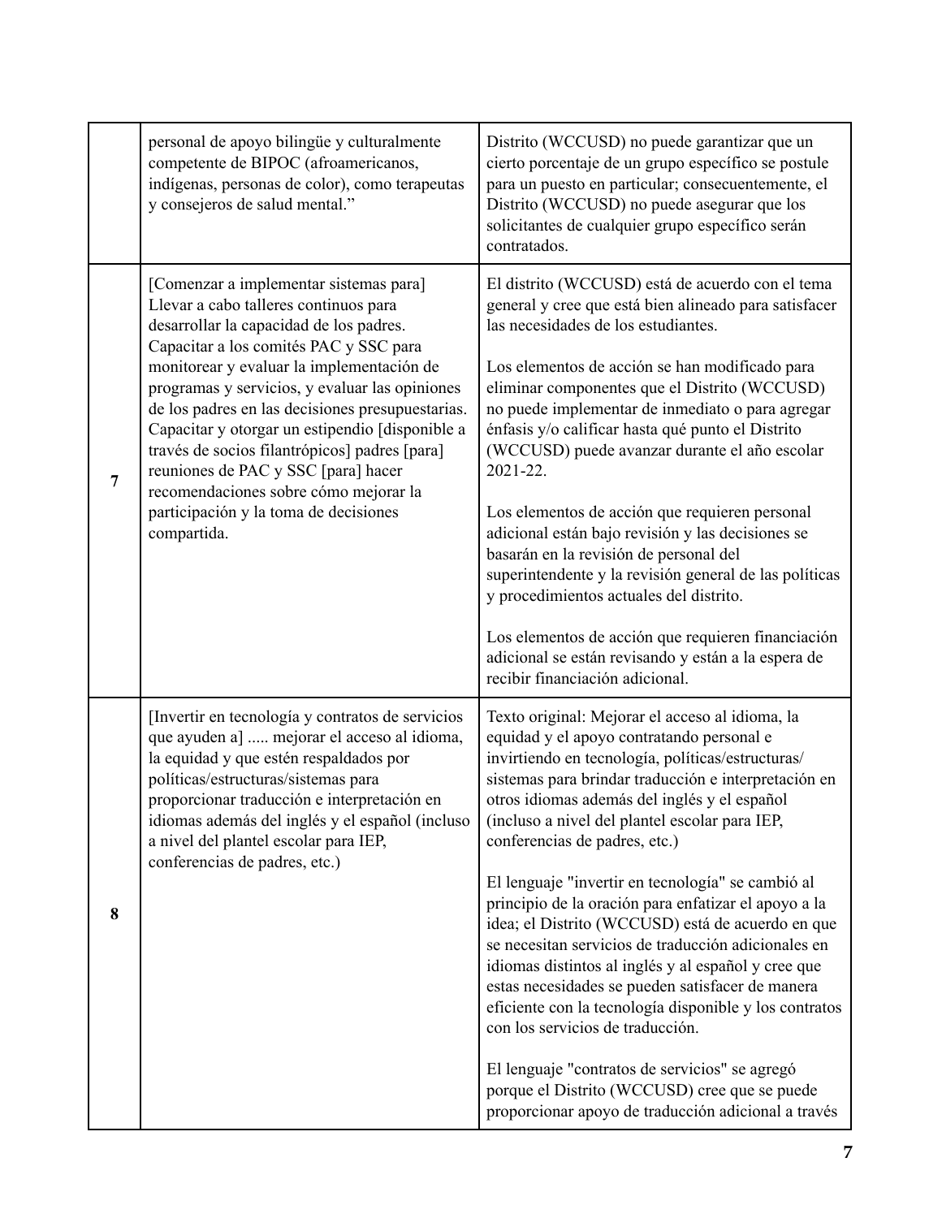| | | |
|---|---|---|
| | personal de apoyo bilingüe y culturalmente competente de BIPOC (afroamericanos, indígenas, personas de color), como terapeutas y consejeros de salud mental.” | Distrito (WCCUSD) no puede garantizar que un cierto porcentaje de un grupo específico se postule para un puesto en particular; consecuentemente, el Distrito (WCCUSD) no puede asegurar que los solicitantes de cualquier grupo específico serán contratados. |
| **7** | [Comenzar a implementar sistemas para] Llevar a cabo talleres continuos para desarrollar la capacidad de los padres. Capacitar a los comités PAC y SSC para monitorear y evaluar la implementación de programas y servicios, y evaluar las opiniones de los padres en las decisiones presupuestarias. Capacitar y otorgar un estipendio [disponible a través de socios filantrópicos] padres [para] reuniones de PAC y SSC [para] hacer recomendaciones sobre cómo mejorar la participación y la toma de decisiones compartida. | El distrito (WCCUSD) está de acuerdo con el tema general y cree que está bien alineado para satisfacer las necesidades de los estudiantes.<br><br>Los elementos de acción se han modificado para eliminar componentes que el Distrito (WCCUSD) no puede implementar de inmediato o para agregar énfasis y/o calificar hasta qué punto el Distrito (WCCUSD) puede avanzar durante el año escolar 2021-22.<br><br>Los elementos de acción que requieren personal adicional están bajo revisión y las decisiones se basarán en la revisión de personal del superintendente y la revisión general de las políticas y procedimientos actuales del distrito.<br><br>Los elementos de acción que requieren financiación adicional se están revisando y están a la espera de recibir financiación adicional. |
| **8** | [Invertir en tecnología y contratos de servicios que ayuden a] ..... mejorar el acceso al idioma, la equidad y que estén respaldados por políticas/estructuras/sistemas para proporcionar traducción e interpretación en idiomas además del inglés y el español (incluso a nivel del plantel escolar para IEP, conferencias de padres, etc.) | Texto original: Mejorar el acceso al idioma, la equidad y el apoyo contratando personal e invirtiendo en tecnología, políticas/estructuras/ sistemas para brindar traducción e interpretación en otros idiomas además del inglés y el español (incluso a nivel del plantel escolar para IEP, conferencias de padres, etc.)<br><br>El lenguaje "invertir en tecnología" se cambió al principio de la oración para enfatizar el apoyo a la idea; el Distrito (WCCUSD) está de acuerdo en que se necesitan servicios de traducción adicionales en idiomas distintos al inglés y al español y cree que estas necesidades se pueden satisfacer de manera eficiente con la tecnología disponible y los contratos con los servicios de traducción.<br><br>El lenguaje "contratos de servicios" se agregó porque el Distrito (WCCUSD) cree que se puede proporcionar apoyo de traducción adicional a través |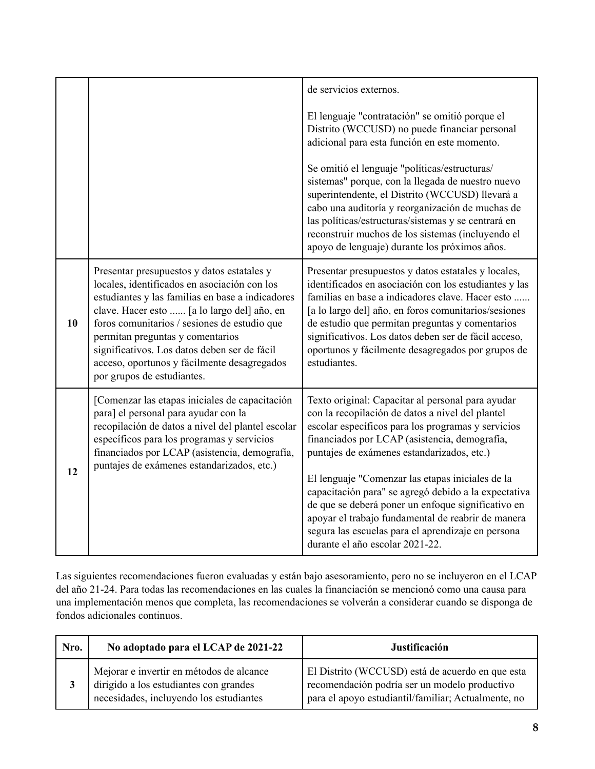| | | |
|---|---|---|
| | | de servicios externos.<br><br>El lenguaje "contratación" se omitió porque el Distrito (WCCUSD) no puede financiar personal adicional para esta función en este momento.<br><br>Se omitió el lenguaje "políticas/estructuras/sistemas" porque, con la llegada de nuestro nuevo superintendente, el Distrito (WCCUSD) llevará a cabo una auditoría y reorganización de muchas de las políticas/estructuras/sistemas y se centrará en reconstruir muchos de los sistemas (incluyendo el apoyo de lenguaje) durante los próximos años. |
| **10** | Presentar presupuestos y datos estatales y locales, identificados en asociación con los estudiantes y las familias en base a indicadores clave. Hacer esto ...... [a lo largo del] año, en foros comunitarios / sesiones de estudio que permitan preguntas y comentarios significativos. Los datos deben ser de fácil acceso, oportunos y fácilmente desagregados por grupos de estudiantes. | Presentar presupuestos y datos estatales y locales, identificados en asociación con los estudiantes y las familias en base a indicadores clave. Hacer esto ...... [a lo largo del] año, en foros comunitarios/sesiones de estudio que permitan preguntas y comentarios significativos. Los datos deben ser de fácil acceso, oportunos y fácilmente desagregados por grupos de estudiantes. |
| **12** | [Comenzar las etapas iniciales de capacitación para] el personal para ayudar con la recopilación de datos a nivel del plantel escolar específicos para los programas y servicios financiados por LCAP (asistencia, demografía, puntajes de exámenes estandarizados, etc.) | Texto original: Capacitar al personal para ayudar con la recopilación de datos a nivel del plantel escolar específicos para los programas y servicios financiados por LCAP (asistencia, demografía, puntajes de exámenes estandarizados, etc.)<br><br>El lenguaje "Comenzar las etapas iniciales de la capacitación para" se agregó debido a la expectativa de que se deberá poner un enfoque significativo en apoyar el trabajo fundamental de reabrir de manera segura las escuelas para el aprendizaje en persona durante el año escolar 2021-22. |

Las siguientes recomendaciones fueron evaluadas y están bajo asesoramiento, pero no se incluyeron en el LCAP del año 21-24. Para todas las recomendaciones en las cuales la financiación se mencionó como una causa para una implementación menos que completa, las recomendaciones se volverán a considerar cuando se disponga de fondos adicionales continuos.

| Nro. | No adoptado para el LCAP de 2021-22 | Justificación |
|---|---|---|
| **3** | Mejorar e invertir en métodos de alcance dirigido a los estudiantes con grandes necesidades, incluyendo los estudiantes | El Distrito (WCCUSD) está de acuerdo en que esta recomendación podría ser un modelo productivo para el apoyo estudiantil/familiar; Actualmente, no |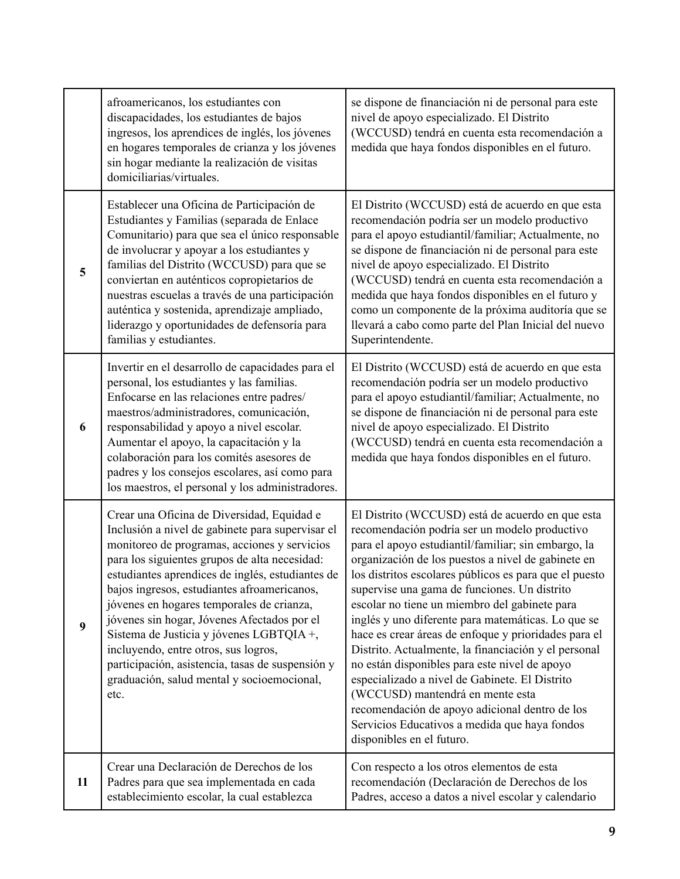| | | |
|---|---|---|
| | afroamericanos, los estudiantes con discapacidades, los estudiantes de bajos ingresos, los aprendices de inglés, los jóvenes en hogares temporales de crianza y los jóvenes sin hogar mediante la realización de visitas domiciliarias/virtuales. | se dispone de financiación ni de personal para este nivel de apoyo especializado. El Distrito (WCCUSD) tendrá en cuenta esta recomendación a medida que haya fondos disponibles en el futuro. |
| **5** | Establecer una Oficina de Participación de Estudiantes y Familias (separada de Enlace Comunitario) para que sea el único responsable de involucrar y apoyar a los estudiantes y familias del Distrito (WCCUSD) para que se conviertan en auténticos copropietarios de nuestras escuelas a través de una participación auténtica y sostenida, aprendizaje ampliado, liderazgo y oportunidades de defensoría para familias y estudiantes. | El Distrito (WCCUSD) está de acuerdo en que esta recomendación podría ser un modelo productivo para el apoyo estudiantil/familiar; Actualmente, no se dispone de financiación ni de personal para este nivel de apoyo especializado. El Distrito (WCCUSD) tendrá en cuenta esta recomendación a medida que haya fondos disponibles en el futuro y como un componente de la próxima auditoría que se llevará a cabo como parte del Plan Inicial del nuevo Superintendente. |
| **6** | Invertir en el desarrollo de capacidades para el personal, los estudiantes y las familias. Enfocarse en las relaciones entre padres/ maestros/administradores, comunicación, responsabilidad y apoyo a nivel escolar. Aumentar el apoyo, la capacitación y la colaboración para los comités asesores de padres y los consejos escolares, así como para los maestros, el personal y los administradores. | El Distrito (WCCUSD) está de acuerdo en que esta recomendación podría ser un modelo productivo para el apoyo estudiantil/familiar; Actualmente, no se dispone de financiación ni de personal para este nivel de apoyo especializado. El Distrito (WCCUSD) tendrá en cuenta esta recomendación a medida que haya fondos disponibles en el futuro. |
| **9** | Crear una Oficina de Diversidad, Equidad e Inclusión a nivel de gabinete para supervisar el monitoreo de programas, acciones y servicios para los siguientes grupos de alta necesidad: estudiantes aprendices de inglés, estudiantes de bajos ingresos, estudiantes afroamericanos, jóvenes en hogares temporales de crianza, jóvenes sin hogar, Jóvenes Afectados por el Sistema de Justicia y jóvenes LGBTQIA +, incluyendo, entre otros, sus logros, participación, asistencia, tasas de suspensión y graduación, salud mental y socioemocional, etc. | El Distrito (WCCUSD) está de acuerdo en que esta recomendación podría ser un modelo productivo para el apoyo estudiantil/familiar; sin embargo, la organización de los puestos a nivel de gabinete en los distritos escolares públicos es para que el puesto supervise una gama de funciones. Un distrito escolar no tiene un miembro del gabinete para inglés y uno diferente para matemáticas. Lo que se hace es crear áreas de enfoque y prioridades para el Distrito. Actualmente, la financiación y el personal no están disponibles para este nivel de apoyo especializado a nivel de Gabinete. El Distrito (WCCUSD) mantendrá en mente esta recomendación de apoyo adicional dentro de los Servicios Educativos a medida que haya fondos disponibles en el futuro. |
| **11** | Crear una Declaración de Derechos de los Padres para que sea implementada en cada establecimiento escolar, la cual establezca | Con respecto a los otros elementos de esta recomendación (Declaración de Derechos de los Padres, acceso a datos a nivel escolar y calendario |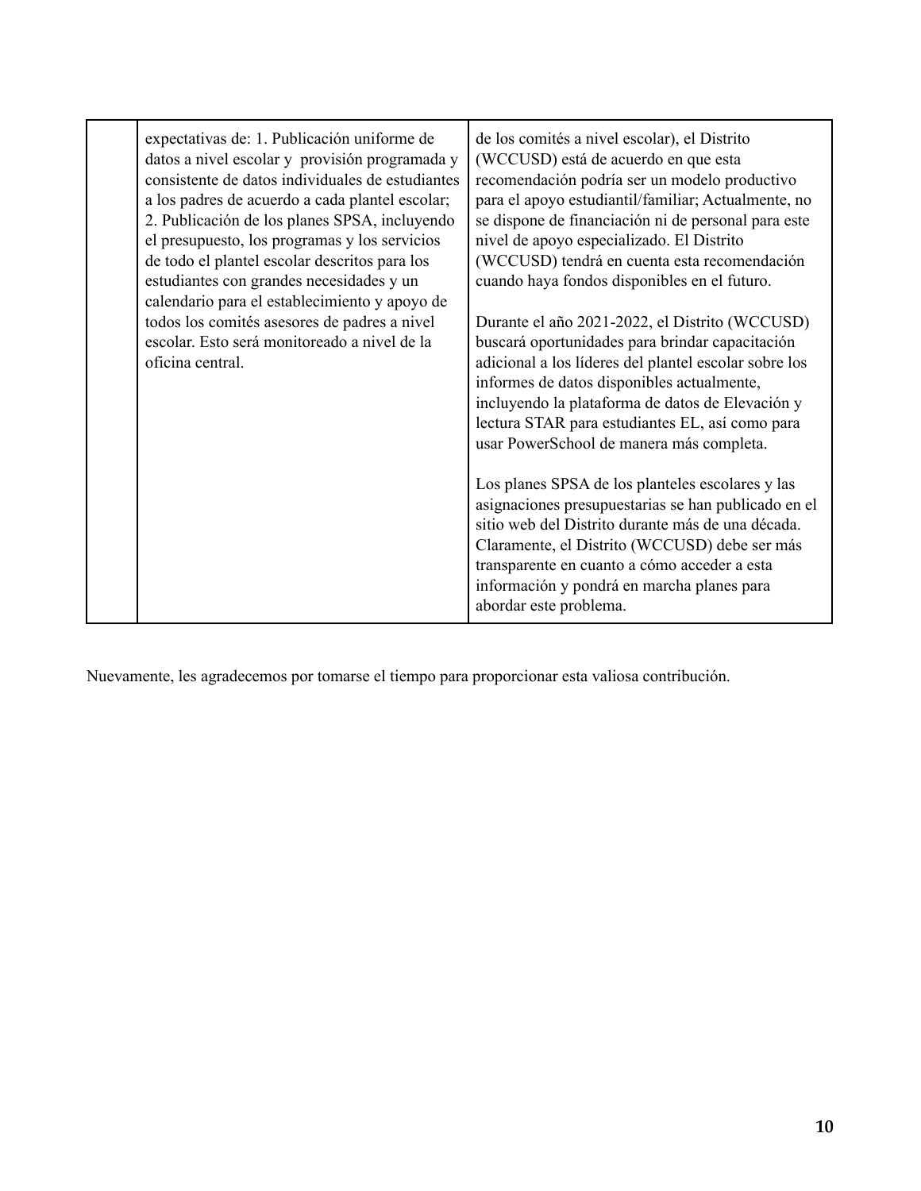| | | |
|---|---|---|
| | expectativas de: 1. Publicación uniforme de datos a nivel escolar y provisión programada y consistente de datos individuales de estudiantes a los padres de acuerdo a cada plantel escolar; 2. Publicación de los planes SPSA, incluyendo el presupuesto, los programas y los servicios de todo el plantel escolar descritos para los estudiantes con grandes necesidades y un calendario para el establecimiento y apoyo de todos los comités asesores de padres a nivel escolar. Esto será monitoreado a nivel de la oficina central. | de los comités a nivel escolar), el Distrito (WCCUSD) está de acuerdo en que esta recomendación podría ser un modelo productivo para el apoyo estudiantil/familiar; Actualmente, no se dispone de financiación ni de personal para este nivel de apoyo especializado. El Distrito (WCCUSD) tendrá en cuenta esta recomendación cuando haya fondos disponibles en el futuro.<br><br>Durante el año 2021-2022, el Distrito (WCCUSD) buscará oportunidades para brindar capacitación adicional a los líderes del plantel escolar sobre los informes de datos disponibles actualmente, incluyendo la plataforma de datos de Elevación y lectura STAR para estudiantes EL, así como para usar PowerSchool de manera más completa.<br><br>Los planes SPSA de los planteles escolares y las asignaciones presupuestarias se han publicado en el sitio web del Distrito durante más de una década. Claramente, el Distrito (WCCUSD) debe ser más transparente en cuanto a cómo acceder a esta información y pondrá en marcha planes para abordar este problema. |

Nuevamente, les agradecemos por tomarse el tiempo para proporcionar esta valiosa contribución.